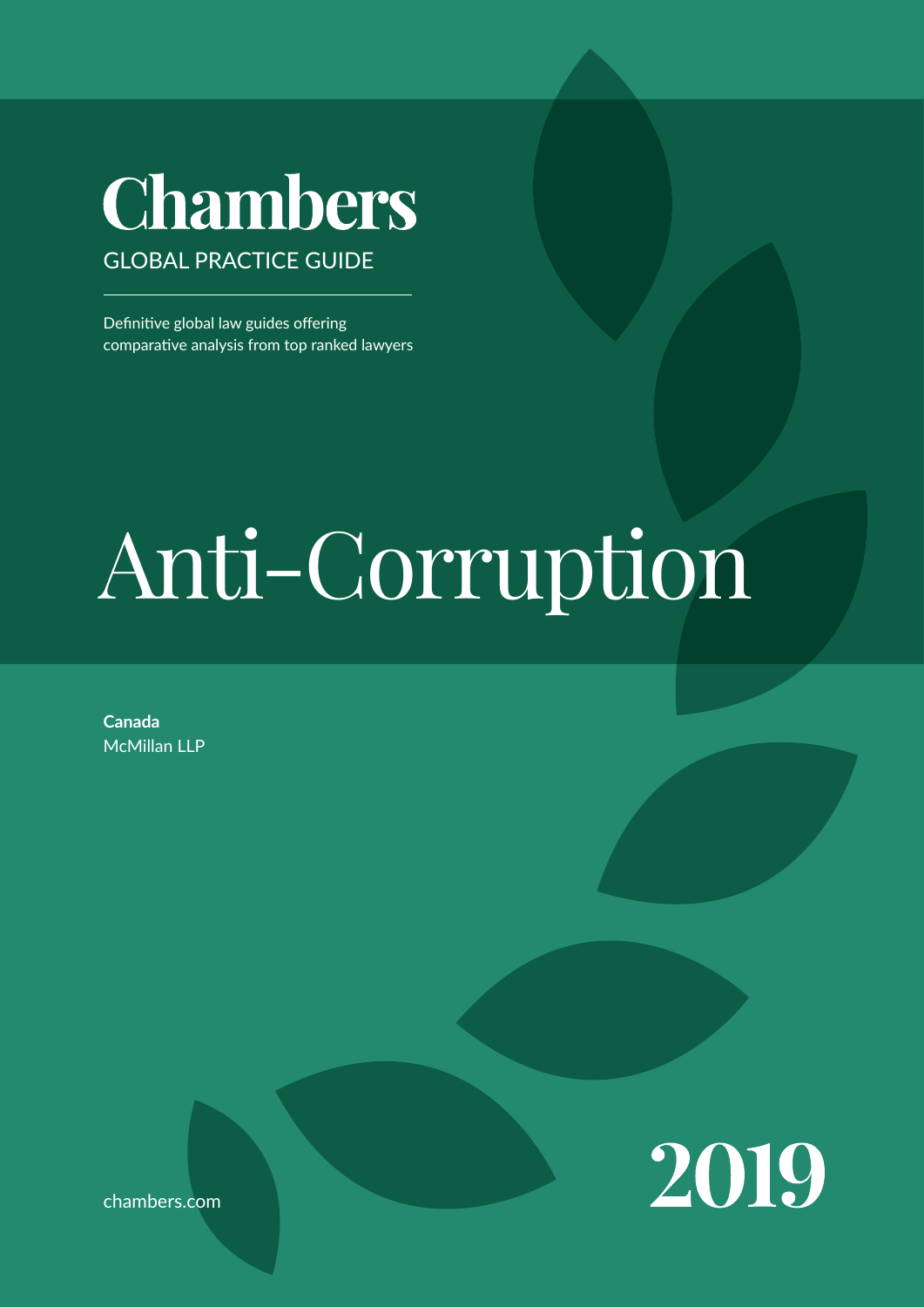# Chambers

GLOBAL PRACTICE GUIDE

Definitive global law guides offering comparative analysis from top ranked lawyers

# Anti-Corruption

**Canada**
McMillan LLP

chambers.com

2019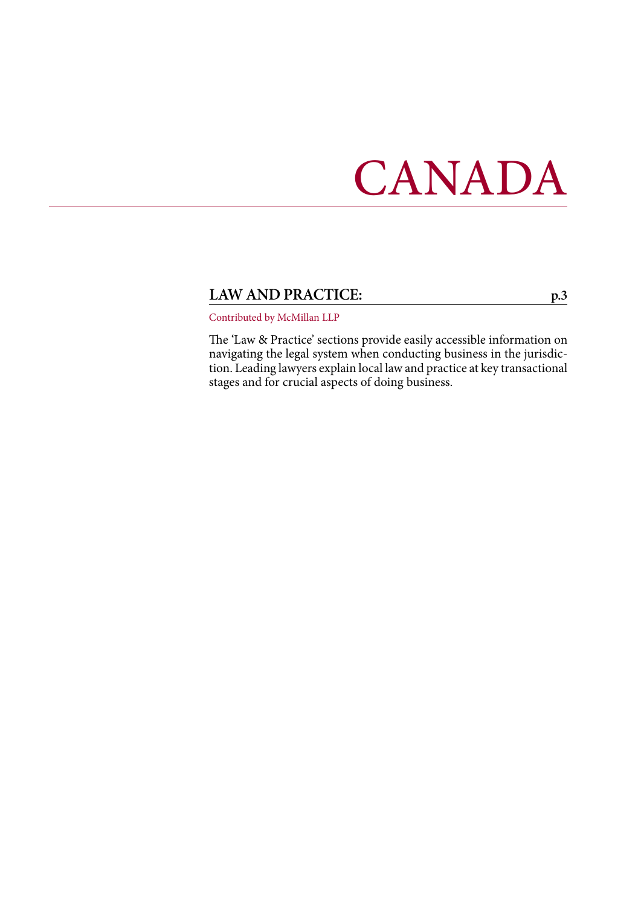# CANADA

## LAW AND PRACTICE: p.3

Contributed by McMillan LLP

The 'Law & Practice' sections provide easily accessible information on navigating the legal system when conducting business in the jurisdiction. Leading lawyers explain local law and practice at key transactional stages and for crucial aspects of doing business.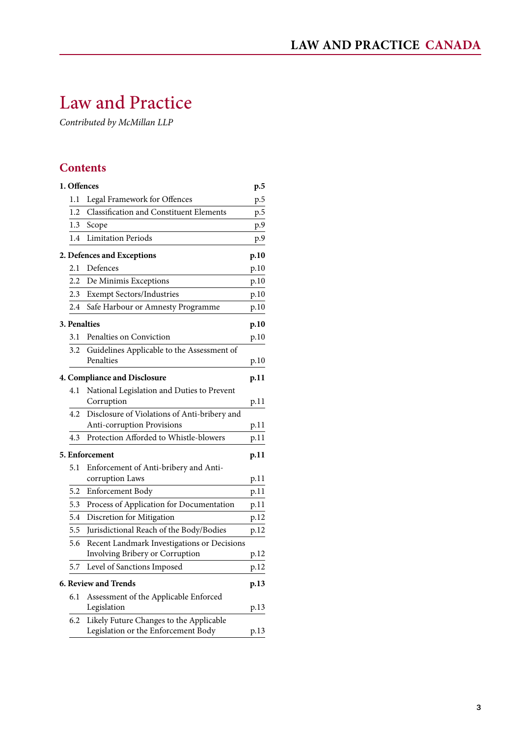# Law and Practice

*Contributed by McMillan LLP*

## Contents

| | | |
|---|---|---|
| **1. Offences** | | **p.5** |
| 1.1 | Legal Framework for Offences | p.5 |
| 1.2 | Classification and Constituent Elements | p.5 |
| 1.3 | Scope | p.9 |
| 1.4 | Limitation Periods | p.9 |
| **2. Defences and Exceptions** | | **p.10** |
| 2.1 | Defences | p.10 |
| 2.2 | De Minimis Exceptions | p.10 |
| 2.3 | Exempt Sectors/Industries | p.10 |
| 2.4 | Safe Harbour or Amnesty Programme | p.10 |
| **3. Penalties** | | **p.10** |
| 3.1 | Penalties on Conviction | p.10 |
| 3.2 | Guidelines Applicable to the Assessment of Penalties | p.10 |
| **4. Compliance and Disclosure** | | **p.11** |
| 4.1 | National Legislation and Duties to Prevent Corruption | p.11 |
| 4.2 | Disclosure of Violations of Anti-bribery and Anti-corruption Provisions | p.11 |
| 4.3 | Protection Afforded to Whistle-blowers | p.11 |
| **5. Enforcement** | | **p.11** |
| 5.1 | Enforcement of Anti-bribery and Anti-corruption Laws | p.11 |
| 5.2 | Enforcement Body | p.11 |
| 5.3 | Process of Application for Documentation | p.11 |
| 5.4 | Discretion for Mitigation | p.12 |
| 5.5 | Jurisdictional Reach of the Body/Bodies | p.12 |
| 5.6 | Recent Landmark Investigations or Decisions Involving Bribery or Corruption | p.12 |
| 5.7 | Level of Sanctions Imposed | p.12 |
| **6. Review and Trends** | | **p.13** |
| 6.1 | Assessment of the Applicable Enforced Legislation | p.13 |
| 6.2 | Likely Future Changes to the Applicable Legislation or the Enforcement Body | p.13 |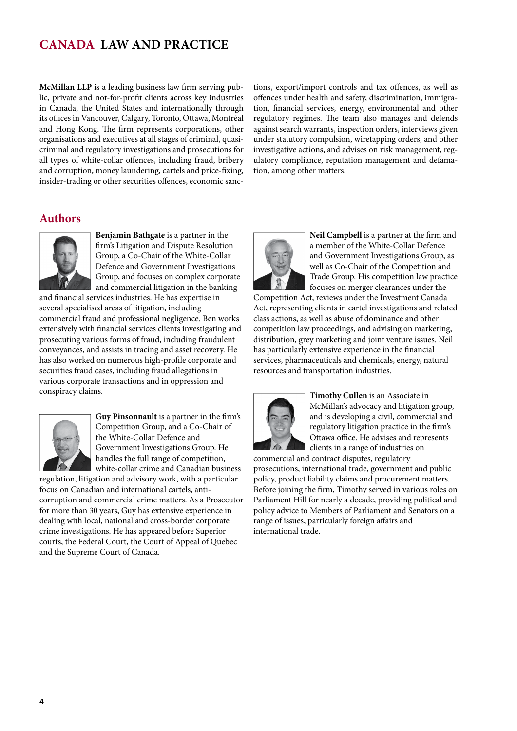**McMillan LLP** is a leading business law firm serving public, private and not-for-profit clients across key industries in Canada, the United States and internationally through its offices in Vancouver, Calgary, Toronto, Ottawa, Montréal and Hong Kong. The firm represents corporations, other organisations and executives at all stages of criminal, quasi-criminal and regulatory investigations and prosecutions for all types of white-collar offences, including fraud, bribery and corruption, money laundering, cartels and price-fixing, insider-trading or other securities offences, economic sanctions, export/import controls and tax offences, as well as offences under health and safety, discrimination, immigration, financial services, energy, environmental and other regulatory regimes. The team also manages and defends against search warrants, inspection orders, interviews given under statutory compulsion, wiretapping orders, and other investigative actions, and advises on risk management, regulatory compliance, reputation management and defamation, among other matters.

## Authors

**Benjamin Bathgate** is a partner in the firm's Litigation and Dispute Resolution Group, a Co-Chair of the White-Collar Defence and Government Investigations Group, and focuses on complex corporate and commercial litigation in the banking and financial services industries. He has expertise in several specialised areas of litigation, including commercial fraud and professional negligence. Ben works extensively with financial services clients investigating and prosecuting various forms of fraud, including fraudulent conveyances, and assists in tracing and asset recovery. He has also worked on numerous high-profile corporate and securities fraud cases, including fraud allegations in various corporate transactions and in oppression and conspiracy claims.

**Guy Pinsonnault** is a partner in the firm's Competition Group, and a Co-Chair of the White-Collar Defence and Government Investigations Group. He handles the full range of competition, white-collar crime and Canadian business regulation, litigation and advisory work, with a particular focus on Canadian and international cartels, anti-corruption and commercial crime matters. As a Prosecutor for more than 30 years, Guy has extensive experience in dealing with local, national and cross-border corporate crime investigations. He has appeared before Superior courts, the Federal Court, the Court of Appeal of Quebec and the Supreme Court of Canada.

**Neil Campbell** is a partner at the firm and a member of the White-Collar Defence and Government Investigations Group, as well as Co-Chair of the Competition and Trade Group. His competition law practice focuses on merger clearances under the Competition Act, reviews under the Investment Canada Act, representing clients in cartel investigations and related class actions, as well as abuse of dominance and other competition law proceedings, and advising on marketing, distribution, grey marketing and joint venture issues. Neil has particularly extensive experience in the financial services, pharmaceuticals and chemicals, energy, natural resources and transportation industries.

**Timothy Cullen** is an Associate in McMillan's advocacy and litigation group, and is developing a civil, commercial and regulatory litigation practice in the firm's Ottawa office. He advises and represents clients in a range of industries on commercial and contract disputes, regulatory prosecutions, international trade, government and public policy, product liability claims and procurement matters. Before joining the firm, Timothy served in various roles on Parliament Hill for nearly a decade, providing political and policy advice to Members of Parliament and Senators on a range of issues, particularly foreign affairs and international trade.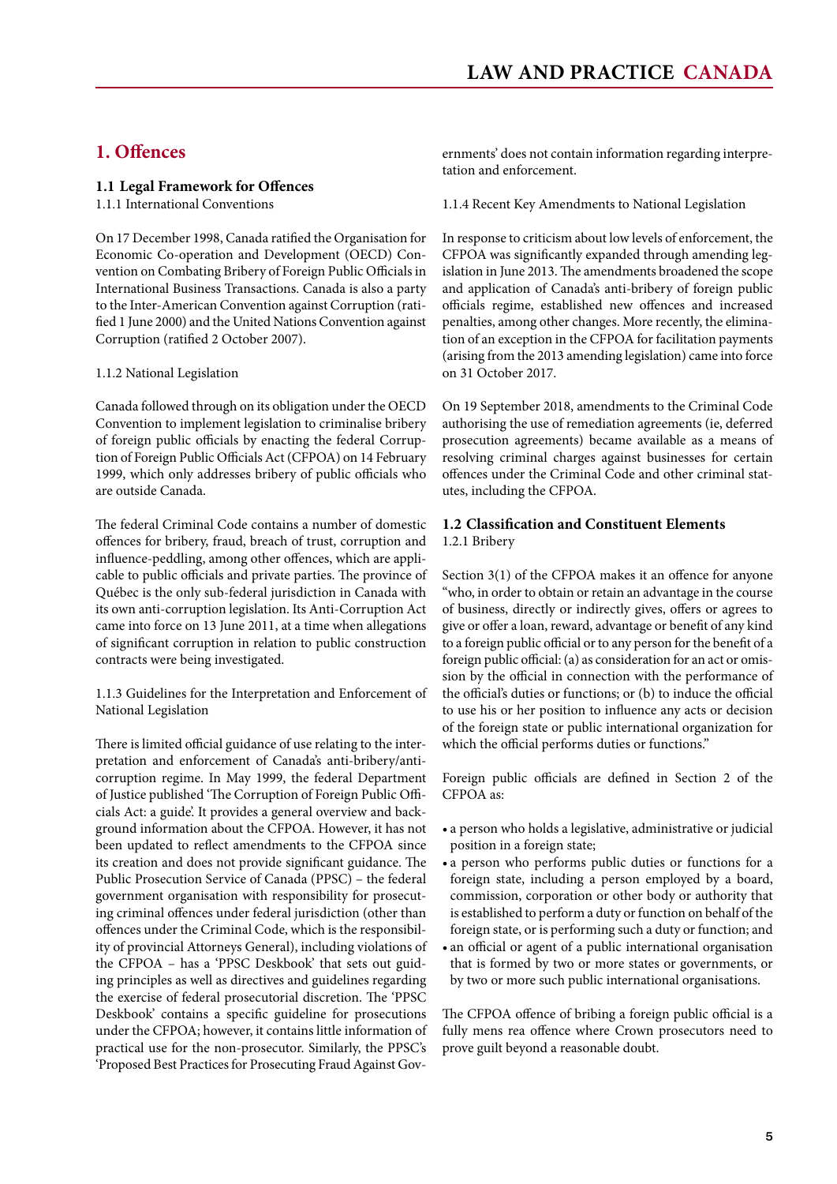## 1. Offences

### 1.1 Legal Framework for Offences

1.1.1 International Conventions

On 17 December 1998, Canada ratified the Organisation for Economic Co-operation and Development (OECD) Convention on Combating Bribery of Foreign Public Officials in International Business Transactions. Canada is also a party to the Inter-American Convention against Corruption (ratified 1 June 2000) and the United Nations Convention against Corruption (ratified 2 October 2007).

1.1.2 National Legislation

Canada followed through on its obligation under the OECD Convention to implement legislation to criminalise bribery of foreign public officials by enacting the federal Corruption of Foreign Public Officials Act (CFPOA) on 14 February 1999, which only addresses bribery of public officials who are outside Canada.

The federal Criminal Code contains a number of domestic offences for bribery, fraud, breach of trust, corruption and influence-peddling, among other offences, which are applicable to public officials and private parties. The province of Québec is the only sub-federal jurisdiction in Canada with its own anti-corruption legislation. Its Anti-Corruption Act came into force on 13 June 2011, at a time when allegations of significant corruption in relation to public construction contracts were being investigated.

1.1.3 Guidelines for the Interpretation and Enforcement of National Legislation

There is limited official guidance of use relating to the interpretation and enforcement of Canada's anti-bribery/anti-corruption regime. In May 1999, the federal Department of Justice published 'The Corruption of Foreign Public Officials Act: a guide'. It provides a general overview and background information about the CFPOA. However, it has not been updated to reflect amendments to the CFPOA since its creation and does not provide significant guidance. The Public Prosecution Service of Canada (PPSC) – the federal government organisation with responsibility for prosecuting criminal offences under federal jurisdiction (other than offences under the Criminal Code, which is the responsibility of provincial Attorneys General), including violations of the CFPOA – has a 'PPSC Deskbook' that sets out guiding principles as well as directives and guidelines regarding the exercise of federal prosecutorial discretion. The 'PPSC Deskbook' contains a specific guideline for prosecutions under the CFPOA; however, it contains little information of practical use for the non-prosecutor. Similarly, the PPSC's 'Proposed Best Practices for Prosecuting Fraud Against Governments' does not contain information regarding interpretation and enforcement.

1.1.4 Recent Key Amendments to National Legislation

In response to criticism about low levels of enforcement, the CFPOA was significantly expanded through amending legislation in June 2013. The amendments broadened the scope and application of Canada's anti-bribery of foreign public officials regime, established new offences and increased penalties, among other changes. More recently, the elimination of an exception in the CFPOA for facilitation payments (arising from the 2013 amending legislation) came into force on 31 October 2017.

On 19 September 2018, amendments to the Criminal Code authorising the use of remediation agreements (ie, deferred prosecution agreements) became available as a means of resolving criminal charges against businesses for certain offences under the Criminal Code and other criminal statutes, including the CFPOA.

### 1.2 Classification and Constituent Elements

1.2.1 Bribery

Section 3(1) of the CFPOA makes it an offence for anyone "who, in order to obtain or retain an advantage in the course of business, directly or indirectly gives, offers or agrees to give or offer a loan, reward, advantage or benefit of any kind to a foreign public official or to any person for the benefit of a foreign public official: (a) as consideration for an act or omission by the official in connection with the performance of the official's duties or functions; or (b) to induce the official to use his or her position to influence any acts or decision of the foreign state or public international organization for which the official performs duties or functions."

Foreign public officials are defined in Section 2 of the CFPOA as:

- a person who holds a legislative, administrative or judicial position in a foreign state;
- a person who performs public duties or functions for a foreign state, including a person employed by a board, commission, corporation or other body or authority that is established to perform a duty or function on behalf of the foreign state, or is performing such a duty or function; and
- an official or agent of a public international organisation that is formed by two or more states or governments, or by two or more such public international organisations.

The CFPOA offence of bribing a foreign public official is a fully mens rea offence where Crown prosecutors need to prove guilt beyond a reasonable doubt.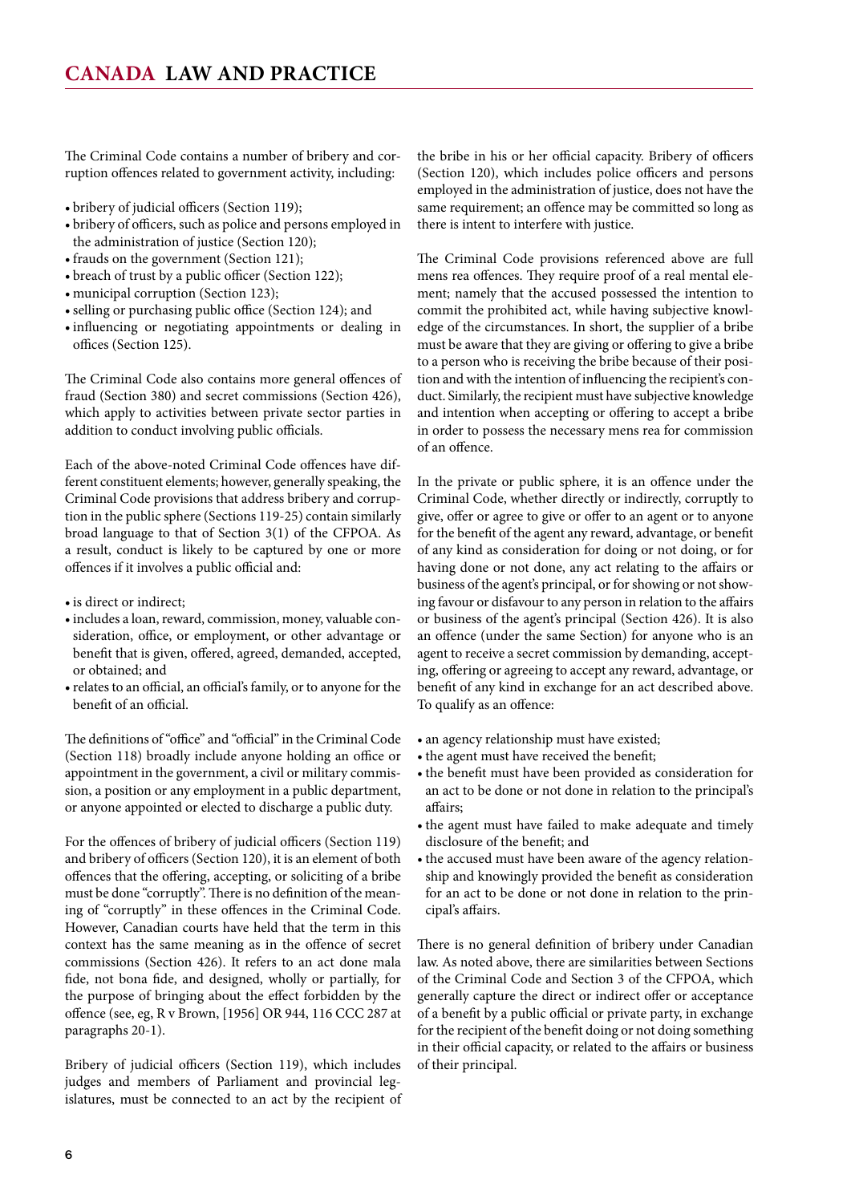The Criminal Code contains a number of bribery and corruption offences related to government activity, including:

- bribery of judicial officers (Section 119);
- bribery of officers, such as police and persons employed in the administration of justice (Section 120);
- frauds on the government (Section 121);
- breach of trust by a public officer (Section 122);
- municipal corruption (Section 123);
- selling or purchasing public office (Section 124); and
- influencing or negotiating appointments or dealing in offices (Section 125).

The Criminal Code also contains more general offences of fraud (Section 380) and secret commissions (Section 426), which apply to activities between private sector parties in addition to conduct involving public officials.

Each of the above-noted Criminal Code offences have different constituent elements; however, generally speaking, the Criminal Code provisions that address bribery and corruption in the public sphere (Sections 119-25) contain similarly broad language to that of Section 3(1) of the CFPOA. As a result, conduct is likely to be captured by one or more offences if it involves a public official and:

- is direct or indirect;
- includes a loan, reward, commission, money, valuable consideration, office, or employment, or other advantage or benefit that is given, offered, agreed, demanded, accepted, or obtained; and
- relates to an official, an official's family, or to anyone for the benefit of an official.

The definitions of "office" and "official" in the Criminal Code (Section 118) broadly include anyone holding an office or appointment in the government, a civil or military commission, a position or any employment in a public department, or anyone appointed or elected to discharge a public duty.

For the offences of bribery of judicial officers (Section 119) and bribery of officers (Section 120), it is an element of both offences that the offering, accepting, or soliciting of a bribe must be done "corruptly". There is no definition of the meaning of "corruptly" in these offences in the Criminal Code. However, Canadian courts have held that the term in this context has the same meaning as in the offence of secret commissions (Section 426). It refers to an act done mala fide, not bona fide, and designed, wholly or partially, for the purpose of bringing about the effect forbidden by the offence (see, eg, R v Brown, [1956] OR 944, 116 CCC 287 at paragraphs 20-1).

Bribery of judicial officers (Section 119), which includes judges and members of Parliament and provincial legislatures, must be connected to an act by the recipient of the bribe in his or her official capacity. Bribery of officers (Section 120), which includes police officers and persons employed in the administration of justice, does not have the same requirement; an offence may be committed so long as there is intent to interfere with justice.

The Criminal Code provisions referenced above are full mens rea offences. They require proof of a real mental element; namely that the accused possessed the intention to commit the prohibited act, while having subjective knowledge of the circumstances. In short, the supplier of a bribe must be aware that they are giving or offering to give a bribe to a person who is receiving the bribe because of their position and with the intention of influencing the recipient's conduct. Similarly, the recipient must have subjective knowledge and intention when accepting or offering to accept a bribe in order to possess the necessary mens rea for commission of an offence.

In the private or public sphere, it is an offence under the Criminal Code, whether directly or indirectly, corruptly to give, offer or agree to give or offer to an agent or to anyone for the benefit of the agent any reward, advantage, or benefit of any kind as consideration for doing or not doing, or for having done or not done, any act relating to the affairs or business of the agent's principal, or for showing or not showing favour or disfavour to any person in relation to the affairs or business of the agent's principal (Section 426). It is also an offence (under the same Section) for anyone who is an agent to receive a secret commission by demanding, accepting, offering or agreeing to accept any reward, advantage, or benefit of any kind in exchange for an act described above. To qualify as an offence:

- an agency relationship must have existed;
- the agent must have received the benefit;
- the benefit must have been provided as consideration for an act to be done or not done in relation to the principal's affairs;
- the agent must have failed to make adequate and timely disclosure of the benefit; and
- the accused must have been aware of the agency relationship and knowingly provided the benefit as consideration for an act to be done or not done in relation to the principal's affairs.

There is no general definition of bribery under Canadian law. As noted above, there are similarities between Sections of the Criminal Code and Section 3 of the CFPOA, which generally capture the direct or indirect offer or acceptance of a benefit by a public official or private party, in exchange for the recipient of the benefit doing or not doing something in their official capacity, or related to the affairs or business of their principal.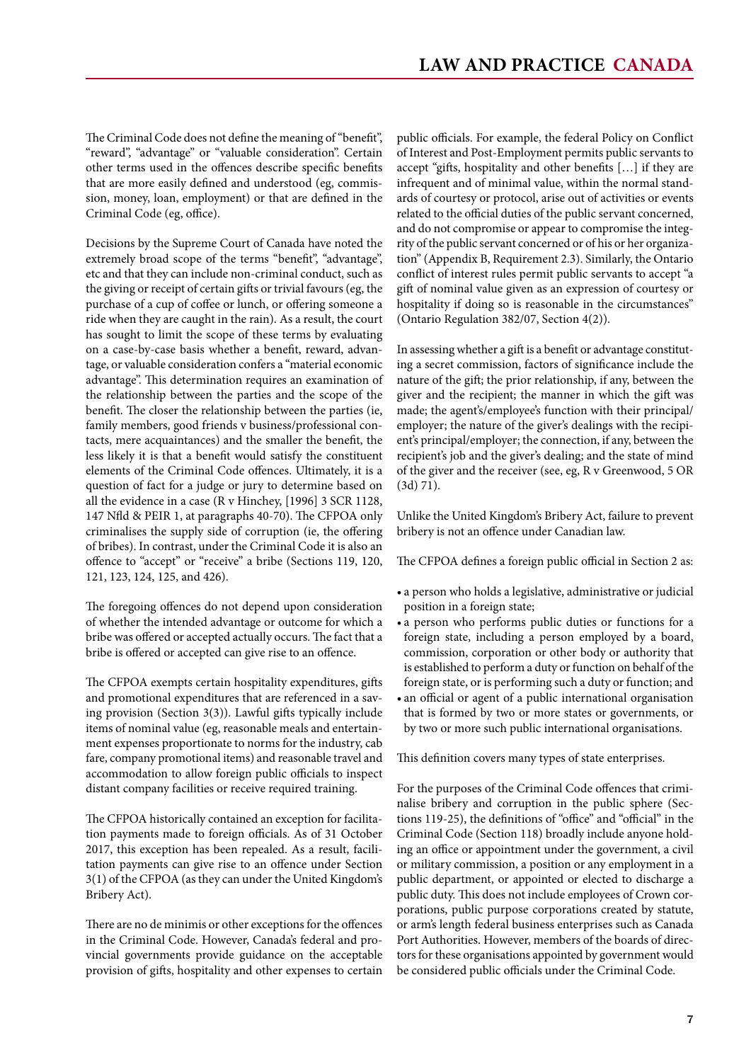The Criminal Code does not define the meaning of "benefit", "reward", "advantage" or "valuable consideration". Certain other terms used in the offences describe specific benefits that are more easily defined and understood (eg, commission, money, loan, employment) or that are defined in the Criminal Code (eg, office).

Decisions by the Supreme Court of Canada have noted the extremely broad scope of the terms "benefit", "advantage", etc and that they can include non-criminal conduct, such as the giving or receipt of certain gifts or trivial favours (eg, the purchase of a cup of coffee or lunch, or offering someone a ride when they are caught in the rain). As a result, the court has sought to limit the scope of these terms by evaluating on a case-by-case basis whether a benefit, reward, advantage, or valuable consideration confers a "material economic advantage". This determination requires an examination of the relationship between the parties and the scope of the benefit. The closer the relationship between the parties (ie, family members, good friends v business/professional contacts, mere acquaintances) and the smaller the benefit, the less likely it is that a benefit would satisfy the constituent elements of the Criminal Code offences. Ultimately, it is a question of fact for a judge or jury to determine based on all the evidence in a case (R v Hinchey, [1996] 3 SCR 1128, 147 Nfld & PEIR 1, at paragraphs 40-70). The CFPOA only criminalises the supply side of corruption (ie, the offering of bribes). In contrast, under the Criminal Code it is also an offence to "accept" or "receive" a bribe (Sections 119, 120, 121, 123, 124, 125, and 426).

The foregoing offences do not depend upon consideration of whether the intended advantage or outcome for which a bribe was offered or accepted actually occurs. The fact that a bribe is offered or accepted can give rise to an offence.

The CFPOA exempts certain hospitality expenditures, gifts and promotional expenditures that are referenced in a saving provision (Section 3(3)). Lawful gifts typically include items of nominal value (eg, reasonable meals and entertainment expenses proportionate to norms for the industry, cab fare, company promotional items) and reasonable travel and accommodation to allow foreign public officials to inspect distant company facilities or receive required training.

The CFPOA historically contained an exception for facilitation payments made to foreign officials. As of 31 October 2017, this exception has been repealed. As a result, facilitation payments can give rise to an offence under Section 3(1) of the CFPOA (as they can under the United Kingdom's Bribery Act).

There are no de minimis or other exceptions for the offences in the Criminal Code. However, Canada's federal and provincial governments provide guidance on the acceptable provision of gifts, hospitality and other expenses to certain public officials. For example, the federal Policy on Conflict of Interest and Post-Employment permits public servants to accept "gifts, hospitality and other benefits […] if they are infrequent and of minimal value, within the normal standards of courtesy or protocol, arise out of activities or events related to the official duties of the public servant concerned, and do not compromise or appear to compromise the integrity of the public servant concerned or of his or her organization" (Appendix B, Requirement 2.3). Similarly, the Ontario conflict of interest rules permit public servants to accept "a gift of nominal value given as an expression of courtesy or hospitality if doing so is reasonable in the circumstances" (Ontario Regulation 382/07, Section 4(2)).

In assessing whether a gift is a benefit or advantage constituting a secret commission, factors of significance include the nature of the gift; the prior relationship, if any, between the giver and the recipient; the manner in which the gift was made; the agent's/employee's function with their principal/employer; the nature of the giver's dealings with the recipient's principal/employer; the connection, if any, between the recipient's job and the giver's dealing; and the state of mind of the giver and the receiver (see, eg, R v Greenwood, 5 OR (3d) 71).

Unlike the United Kingdom's Bribery Act, failure to prevent bribery is not an offence under Canadian law.

The CFPOA defines a foreign public official in Section 2 as:

- a person who holds a legislative, administrative or judicial position in a foreign state;
- a person who performs public duties or functions for a foreign state, including a person employed by a board, commission, corporation or other body or authority that is established to perform a duty or function on behalf of the foreign state, or is performing such a duty or function; and
- an official or agent of a public international organisation that is formed by two or more states or governments, or by two or more such public international organisations.

This definition covers many types of state enterprises.

For the purposes of the Criminal Code offences that criminalise bribery and corruption in the public sphere (Sections 119-25), the definitions of "office" and "official" in the Criminal Code (Section 118) broadly include anyone holding an office or appointment under the government, a civil or military commission, a position or any employment in a public department, or appointed or elected to discharge a public duty. This does not include employees of Crown corporations, public purpose corporations created by statute, or arm's length federal business enterprises such as Canada Port Authorities. However, members of the boards of directors for these organisations appointed by government would be considered public officials under the Criminal Code.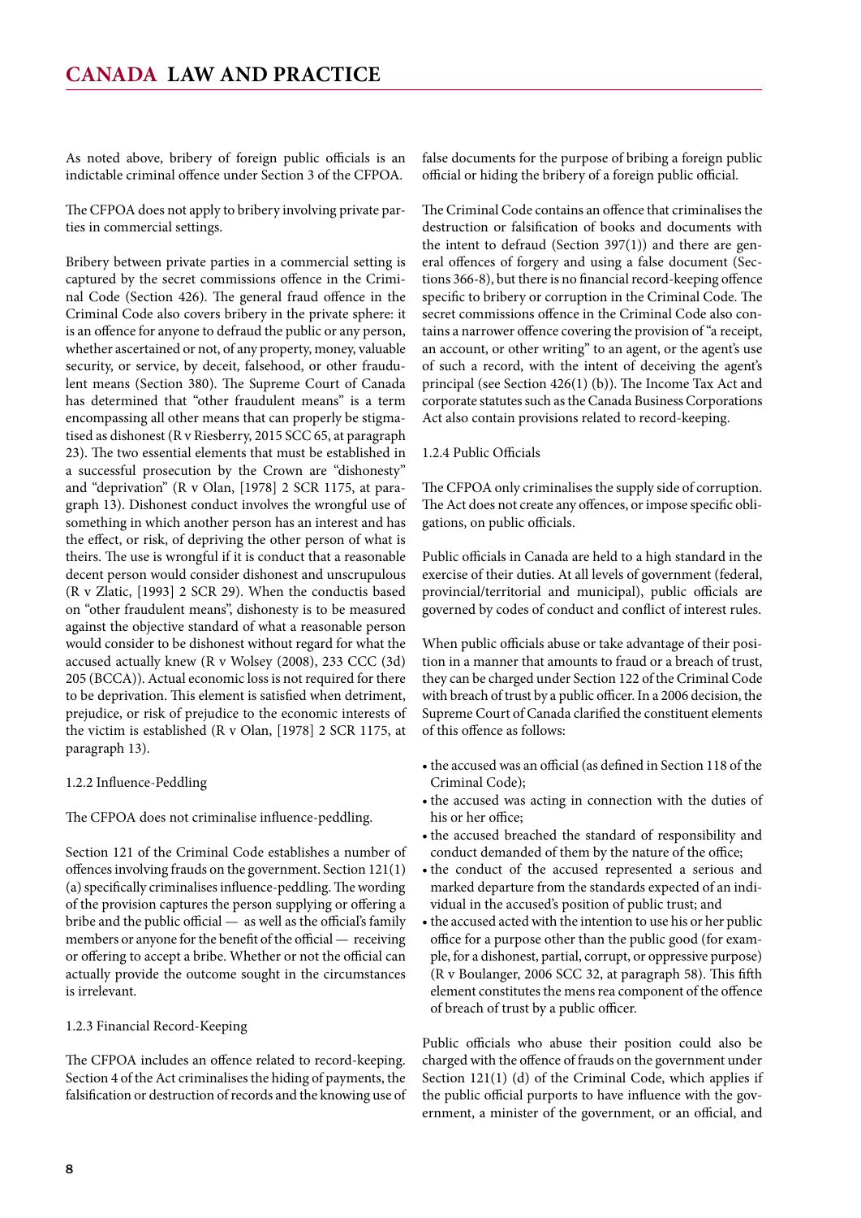As noted above, bribery of foreign public officials is an indictable criminal offence under Section 3 of the CFPOA.

The CFPOA does not apply to bribery involving private parties in commercial settings.

Bribery between private parties in a commercial setting is captured by the secret commissions offence in the Criminal Code (Section 426). The general fraud offence in the Criminal Code also covers bribery in the private sphere: it is an offence for anyone to defraud the public or any person, whether ascertained or not, of any property, money, valuable security, or service, by deceit, falsehood, or other fraudulent means (Section 380). The Supreme Court of Canada has determined that "other fraudulent means" is a term encompassing all other means that can properly be stigmatised as dishonest (R v Riesberry, 2015 SCC 65, at paragraph 23). The two essential elements that must be established in a successful prosecution by the Crown are "dishonesty" and "deprivation" (R v Olan, [1978] 2 SCR 1175, at paragraph 13). Dishonest conduct involves the wrongful use of something in which another person has an interest and has the effect, or risk, of depriving the other person of what is theirs. The use is wrongful if it is conduct that a reasonable decent person would consider dishonest and unscrupulous (R v Zlatic, [1993] 2 SCR 29). When the conductis based on "other fraudulent means", dishonesty is to be measured against the objective standard of what a reasonable person would consider to be dishonest without regard for what the accused actually knew (R v Wolsey (2008), 233 CCC (3d) 205 (BCCA)). Actual economic loss is not required for there to be deprivation. This element is satisfied when detriment, prejudice, or risk of prejudice to the economic interests of the victim is established (R v Olan, [1978] 2 SCR 1175, at paragraph 13).

1.2.2 Influence-Peddling

The CFPOA does not criminalise influence-peddling.

Section 121 of the Criminal Code establishes a number of offences involving frauds on the government. Section 121(1) (a) specifically criminalises influence-peddling. The wording of the provision captures the person supplying or offering a bribe and the public official — as well as the official's family members or anyone for the benefit of the official — receiving or offering to accept a bribe. Whether or not the official can actually provide the outcome sought in the circumstances is irrelevant.

1.2.3 Financial Record-Keeping

The CFPOA includes an offence related to record-keeping. Section 4 of the Act criminalises the hiding of payments, the falsification or destruction of records and the knowing use of false documents for the purpose of bribing a foreign public official or hiding the bribery of a foreign public official.

The Criminal Code contains an offence that criminalises the destruction or falsification of books and documents with the intent to defraud (Section 397(1)) and there are general offences of forgery and using a false document (Sections 366-8), but there is no financial record-keeping offence specific to bribery or corruption in the Criminal Code. The secret commissions offence in the Criminal Code also contains a narrower offence covering the provision of "a receipt, an account, or other writing" to an agent, or the agent's use of such a record, with the intent of deceiving the agent's principal (see Section 426(1) (b)). The Income Tax Act and corporate statutes such as the Canada Business Corporations Act also contain provisions related to record-keeping.

1.2.4 Public Officials

The CFPOA only criminalises the supply side of corruption. The Act does not create any offences, or impose specific obligations, on public officials.

Public officials in Canada are held to a high standard in the exercise of their duties. At all levels of government (federal, provincial/territorial and municipal), public officials are governed by codes of conduct and conflict of interest rules.

When public officials abuse or take advantage of their position in a manner that amounts to fraud or a breach of trust, they can be charged under Section 122 of the Criminal Code with breach of trust by a public officer. In a 2006 decision, the Supreme Court of Canada clarified the constituent elements of this offence as follows:

- the accused was an official (as defined in Section 118 of the Criminal Code);
- the accused was acting in connection with the duties of his or her office;
- the accused breached the standard of responsibility and conduct demanded of them by the nature of the office;
- the conduct of the accused represented a serious and marked departure from the standards expected of an individual in the accused's position of public trust; and
- the accused acted with the intention to use his or her public office for a purpose other than the public good (for example, for a dishonest, partial, corrupt, or oppressive purpose) (R v Boulanger, 2006 SCC 32, at paragraph 58). This fifth element constitutes the mens rea component of the offence of breach of trust by a public officer.

Public officials who abuse their position could also be charged with the offence of frauds on the government under Section 121(1) (d) of the Criminal Code, which applies if the public official purports to have influence with the government, a minister of the government, or an official, and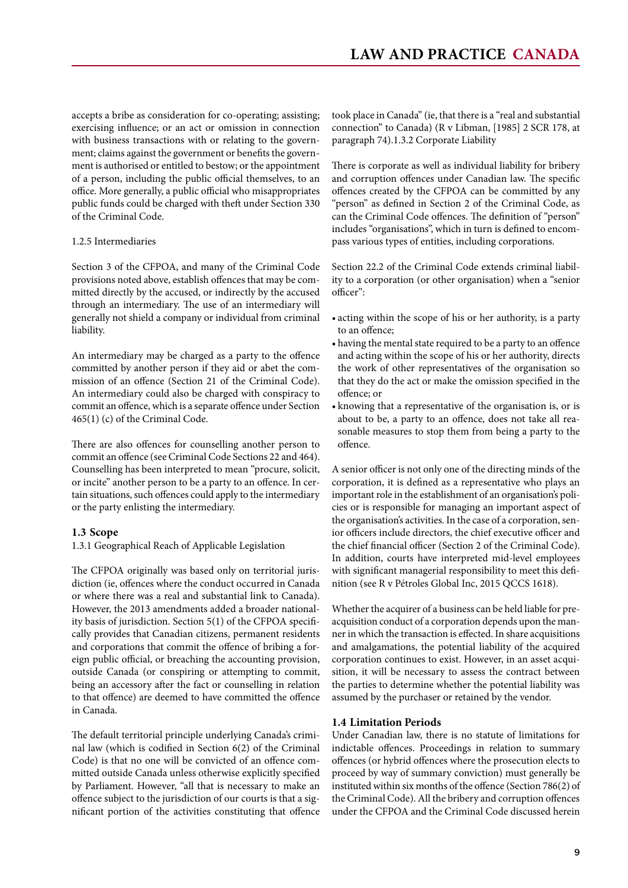accepts a bribe as consideration for co-operating; assisting; exercising influence; or an act or omission in connection with business transactions with or relating to the government; claims against the government or benefits the government is authorised or entitled to bestow; or the appointment of a person, including the public official themselves, to an office. More generally, a public official who misappropriates public funds could be charged with theft under Section 330 of the Criminal Code.

1.2.5 Intermediaries

Section 3 of the CFPOA, and many of the Criminal Code provisions noted above, establish offences that may be committed directly by the accused, or indirectly by the accused through an intermediary. The use of an intermediary will generally not shield a company or individual from criminal liability.

An intermediary may be charged as a party to the offence committed by another person if they aid or abet the commission of an offence (Section 21 of the Criminal Code). An intermediary could also be charged with conspiracy to commit an offence, which is a separate offence under Section 465(1) (c) of the Criminal Code.

There are also offences for counselling another person to commit an offence (see Criminal Code Sections 22 and 464). Counselling has been interpreted to mean "procure, solicit, or incite" another person to be a party to an offence. In certain situations, such offences could apply to the intermediary or the party enlisting the intermediary.

## 1.3 Scope

1.3.1 Geographical Reach of Applicable Legislation

The CFPOA originally was based only on territorial jurisdiction (ie, offences where the conduct occurred in Canada or where there was a real and substantial link to Canada). However, the 2013 amendments added a broader nationality basis of jurisdiction. Section 5(1) of the CFPOA specifically provides that Canadian citizens, permanent residents and corporations that commit the offence of bribing a foreign public official, or breaching the accounting provision, outside Canada (or conspiring or attempting to commit, being an accessory after the fact or counselling in relation to that offence) are deemed to have committed the offence in Canada.

The default territorial principle underlying Canada's criminal law (which is codified in Section 6(2) of the Criminal Code) is that no one will be convicted of an offence committed outside Canada unless otherwise explicitly specified by Parliament. However, "all that is necessary to make an offence subject to the jurisdiction of our courts is that a significant portion of the activities constituting that offence took place in Canada" (ie, that there is a "real and substantial connection" to Canada) (R v Libman, [1985] 2 SCR 178, at paragraph 74).

1.3.2 Corporate Liability

There is corporate as well as individual liability for bribery and corruption offences under Canadian law. The specific offences created by the CFPOA can be committed by any "person" as defined in Section 2 of the Criminal Code, as can the Criminal Code offences. The definition of "person" includes "organisations", which in turn is defined to encompass various types of entities, including corporations.

Section 22.2 of the Criminal Code extends criminal liability to a corporation (or other organisation) when a "senior officer":

- acting within the scope of his or her authority, is a party to an offence;
- having the mental state required to be a party to an offence and acting within the scope of his or her authority, directs the work of other representatives of the organisation so that they do the act or make the omission specified in the offence; or
- knowing that a representative of the organisation is, or is about to be, a party to an offence, does not take all reasonable measures to stop them from being a party to the offence.

A senior officer is not only one of the directing minds of the corporation, it is defined as a representative who plays an important role in the establishment of an organisation's policies or is responsible for managing an important aspect of the organisation's activities. In the case of a corporation, senior officers include directors, the chief executive officer and the chief financial officer (Section 2 of the Criminal Code). In addition, courts have interpreted mid-level employees with significant managerial responsibility to meet this definition (see R v Pétroles Global Inc, 2015 QCCS 1618).

Whether the acquirer of a business can be held liable for pre-acquisition conduct of a corporation depends upon the manner in which the transaction is effected. In share acquisitions and amalgamations, the potential liability of the acquired corporation continues to exist. However, in an asset acquisition, it will be necessary to assess the contract between the parties to determine whether the potential liability was assumed by the purchaser or retained by the vendor.

## 1.4 Limitation Periods

Under Canadian law, there is no statute of limitations for indictable offences. Proceedings in relation to summary offences (or hybrid offences where the prosecution elects to proceed by way of summary conviction) must generally be instituted within six months of the offence (Section 786(2) of the Criminal Code). All the bribery and corruption offences under the CFPOA and the Criminal Code discussed herein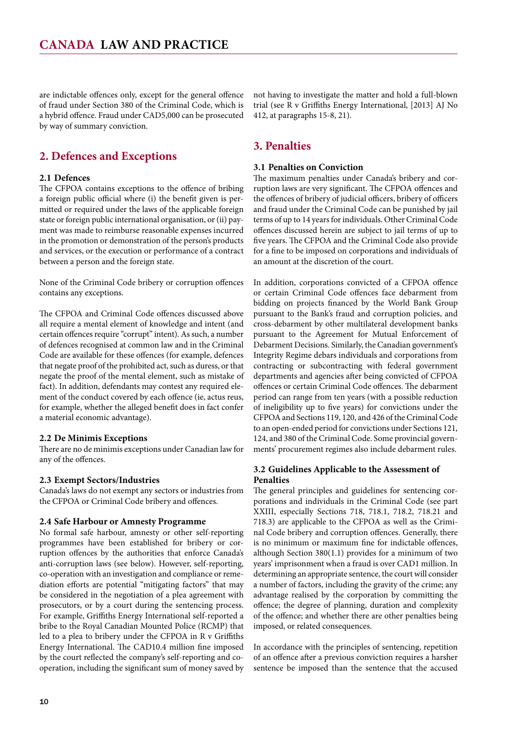are indictable offences only, except for the general offence of fraud under Section 380 of the Criminal Code, which is a hybrid offence. Fraud under CAD5,000 can be prosecuted by way of summary conviction.

## 2. Defences and Exceptions

### 2.1 Defences

The CFPOA contains exceptions to the offence of bribing a foreign public official where (i) the benefit given is permitted or required under the laws of the applicable foreign state or foreign public international organisation, or (ii) payment was made to reimburse reasonable expenses incurred in the promotion or demonstration of the person's products and services, or the execution or performance of a contract between a person and the foreign state.

None of the Criminal Code bribery or corruption offences contains any exceptions.

The CFPOA and Criminal Code offences discussed above all require a mental element of knowledge and intent (and certain offences require "corrupt" intent). As such, a number of defences recognised at common law and in the Criminal Code are available for these offences (for example, defences that negate proof of the prohibited act, such as duress, or that negate the proof of the mental element, such as mistake of fact). In addition, defendants may contest any required element of the conduct covered by each offence (ie, actus reus, for example, whether the alleged benefit does in fact confer a material economic advantage).

### 2.2 De Minimis Exceptions

There are no de minimis exceptions under Canadian law for any of the offences.

### 2.3 Exempt Sectors/Industries

Canada's laws do not exempt any sectors or industries from the CFPOA or Criminal Code bribery and offences.

### 2.4 Safe Harbour or Amnesty Programme

No formal safe harbour, amnesty or other self-reporting programmes have been established for bribery or corruption offences by the authorities that enforce Canada's anti-corruption laws (see below). However, self-reporting, co-operation with an investigation and compliance or remediation efforts are potential "mitigating factors" that may be considered in the negotiation of a plea agreement with prosecutors, or by a court during the sentencing process. For example, Griffiths Energy International self-reported a bribe to the Royal Canadian Mounted Police (RCMP) that led to a plea to bribery under the CFPOA in R v Griffiths Energy International. The CAD10.4 million fine imposed by the court reflected the company's self-reporting and co-operation, including the significant sum of money saved by not having to investigate the matter and hold a full-blown trial (see R v Griffiths Energy International, [2013] AJ No 412, at paragraphs 15-8, 21).

## 3. Penalties

### 3.1 Penalties on Conviction

The maximum penalties under Canada's bribery and corruption laws are very significant. The CFPOA offences and the offences of bribery of judicial officers, bribery of officers and fraud under the Criminal Code can be punished by jail terms of up to 14 years for individuals. Other Criminal Code offences discussed herein are subject to jail terms of up to five years. The CFPOA and the Criminal Code also provide for a fine to be imposed on corporations and individuals of an amount at the discretion of the court.

In addition, corporations convicted of a CFPOA offence or certain Criminal Code offences face debarment from bidding on projects financed by the World Bank Group pursuant to the Bank's fraud and corruption policies, and cross-debarment by other multilateral development banks pursuant to the Agreement for Mutual Enforcement of Debarment Decisions. Similarly, the Canadian government's Integrity Regime debars individuals and corporations from contracting or subcontracting with federal government departments and agencies after being convicted of CFPOA offences or certain Criminal Code offences. The debarment period can range from ten years (with a possible reduction of ineligibility up to five years) for convictions under the CFPOA and Sections 119, 120, and 426 of the Criminal Code to an open-ended period for convictions under Sections 121, 124, and 380 of the Criminal Code. Some provincial governments' procurement regimes also include debarment rules.

### 3.2 Guidelines Applicable to the Assessment of Penalties

The general principles and guidelines for sentencing corporations and individuals in the Criminal Code (see part XXIII, especially Sections 718, 718.1, 718.2, 718.21 and 718.3) are applicable to the CFPOA as well as the Criminal Code bribery and corruption offences. Generally, there is no minimum or maximum fine for indictable offences, although Section 380(1.1) provides for a minimum of two years' imprisonment when a fraud is over CAD1 million. In determining an appropriate sentence, the court will consider a number of factors, including the gravity of the crime; any advantage realised by the corporation by committing the offence; the degree of planning, duration and complexity of the offence; and whether there are other penalties being imposed, or related consequences.

In accordance with the principles of sentencing, repetition of an offence after a previous conviction requires a harsher sentence be imposed than the sentence that the accused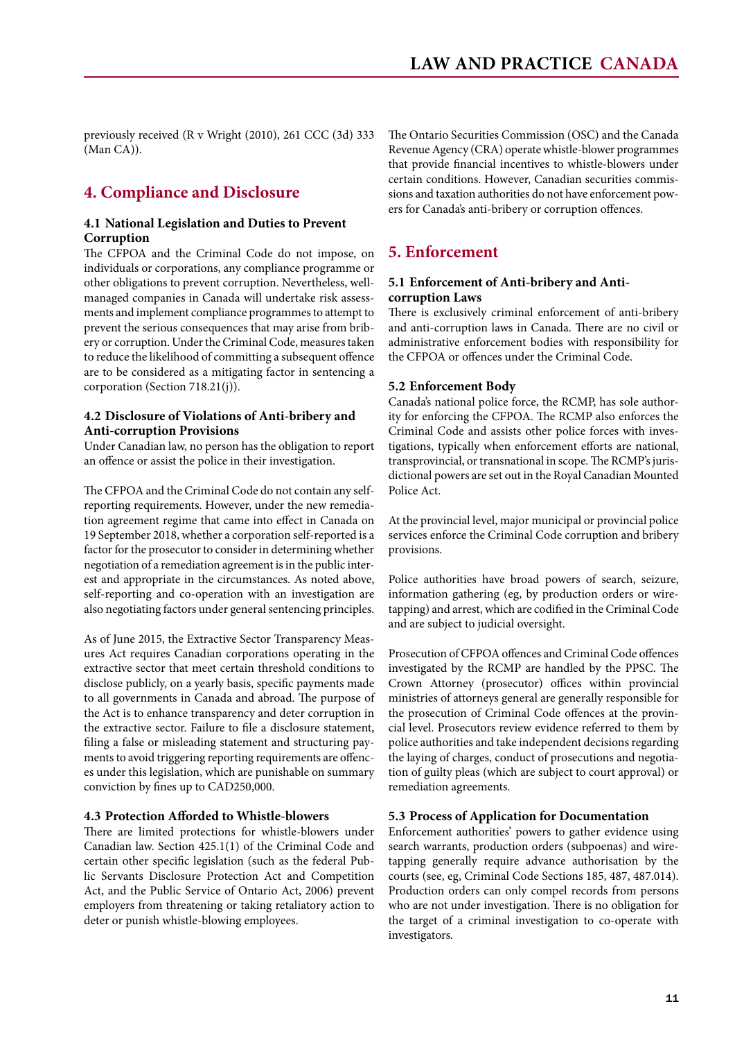previously received (R v Wright (2010), 261 CCC (3d) 333 (Man CA)).

## 4. Compliance and Disclosure

### 4.1 National Legislation and Duties to Prevent Corruption

The CFPOA and the Criminal Code do not impose, on individuals or corporations, any compliance programme or other obligations to prevent corruption. Nevertheless, well-managed companies in Canada will undertake risk assessments and implement compliance programmes to attempt to prevent the serious consequences that may arise from bribery or corruption. Under the Criminal Code, measures taken to reduce the likelihood of committing a subsequent offence are to be considered as a mitigating factor in sentencing a corporation (Section 718.21(j)).

### 4.2 Disclosure of Violations of Anti-bribery and Anti-corruption Provisions

Under Canadian law, no person has the obligation to report an offence or assist the police in their investigation.

The CFPOA and the Criminal Code do not contain any self-reporting requirements. However, under the new remediation agreement regime that came into effect in Canada on 19 September 2018, whether a corporation self-reported is a factor for the prosecutor to consider in determining whether negotiation of a remediation agreement is in the public interest and appropriate in the circumstances. As noted above, self-reporting and co-operation with an investigation are also negotiating factors under general sentencing principles.

As of June 2015, the Extractive Sector Transparency Measures Act requires Canadian corporations operating in the extractive sector that meet certain threshold conditions to disclose publicly, on a yearly basis, specific payments made to all governments in Canada and abroad. The purpose of the Act is to enhance transparency and deter corruption in the extractive sector. Failure to file a disclosure statement, filing a false or misleading statement and structuring payments to avoid triggering reporting requirements are offences under this legislation, which are punishable on summary conviction by fines up to CAD250,000.

### 4.3 Protection Afforded to Whistle-blowers

There are limited protections for whistle-blowers under Canadian law. Section 425.1(1) of the Criminal Code and certain other specific legislation (such as the federal Public Servants Disclosure Protection Act and Competition Act, and the Public Service of Ontario Act, 2006) prevent employers from threatening or taking retaliatory action to deter or punish whistle-blowing employees.

The Ontario Securities Commission (OSC) and the Canada Revenue Agency (CRA) operate whistle-blower programmes that provide financial incentives to whistle-blowers under certain conditions. However, Canadian securities commissions and taxation authorities do not have enforcement powers for Canada's anti-bribery or corruption offences.

## 5. Enforcement

### 5.1 Enforcement of Anti-bribery and Anti-corruption Laws

There is exclusively criminal enforcement of anti-bribery and anti-corruption laws in Canada. There are no civil or administrative enforcement bodies with responsibility for the CFPOA or offences under the Criminal Code.

### 5.2 Enforcement Body

Canada's national police force, the RCMP, has sole authority for enforcing the CFPOA. The RCMP also enforces the Criminal Code and assists other police forces with investigations, typically when enforcement efforts are national, transprovincial, or transnational in scope. The RCMP's jurisdictional powers are set out in the Royal Canadian Mounted Police Act.

At the provincial level, major municipal or provincial police services enforce the Criminal Code corruption and bribery provisions.

Police authorities have broad powers of search, seizure, information gathering (eg, by production orders or wiretapping) and arrest, which are codified in the Criminal Code and are subject to judicial oversight.

Prosecution of CFPOA offences and Criminal Code offences investigated by the RCMP are handled by the PPSC. The Crown Attorney (prosecutor) offices within provincial ministries of attorneys general are generally responsible for the prosecution of Criminal Code offences at the provincial level. Prosecutors review evidence referred to them by police authorities and take independent decisions regarding the laying of charges, conduct of prosecutions and negotiation of guilty pleas (which are subject to court approval) or remediation agreements.

### 5.3 Process of Application for Documentation

Enforcement authorities' powers to gather evidence using search warrants, production orders (subpoenas) and wiretapping generally require advance authorisation by the courts (see, eg, Criminal Code Sections 185, 487, 487.014). Production orders can only compel records from persons who are not under investigation. There is no obligation for the target of a criminal investigation to co-operate with investigators.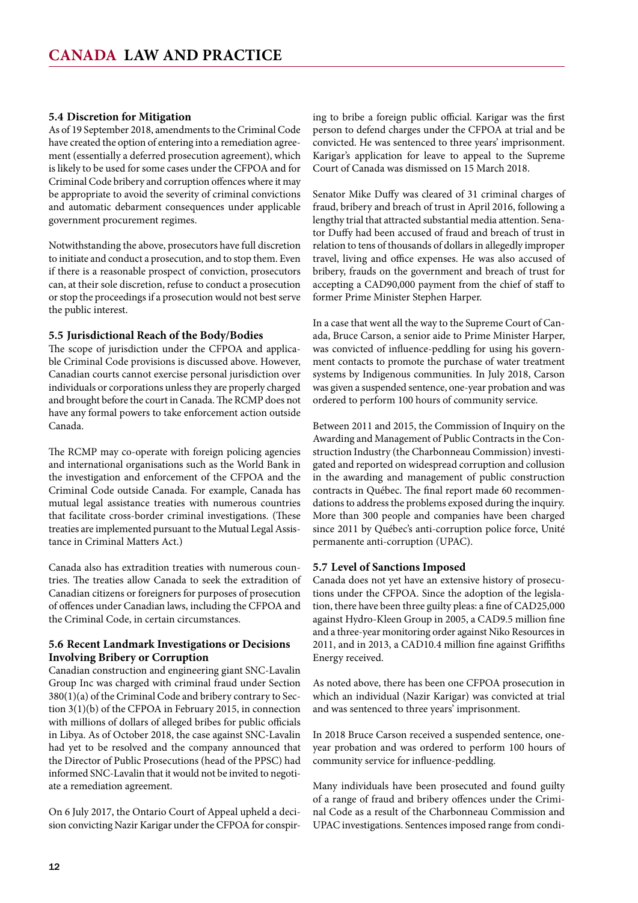### 5.4 Discretion for Mitigation

As of 19 September 2018, amendments to the Criminal Code have created the option of entering into a remediation agreement (essentially a deferred prosecution agreement), which is likely to be used for some cases under the CFPOA and for Criminal Code bribery and corruption offences where it may be appropriate to avoid the severity of criminal convictions and automatic debarment consequences under applicable government procurement regimes.

Notwithstanding the above, prosecutors have full discretion to initiate and conduct a prosecution, and to stop them. Even if there is a reasonable prospect of conviction, prosecutors can, at their sole discretion, refuse to conduct a prosecution or stop the proceedings if a prosecution would not best serve the public interest.

### 5.5 Jurisdictional Reach of the Body/Bodies

The scope of jurisdiction under the CFPOA and applicable Criminal Code provisions is discussed above. However, Canadian courts cannot exercise personal jurisdiction over individuals or corporations unless they are properly charged and brought before the court in Canada. The RCMP does not have any formal powers to take enforcement action outside Canada.

The RCMP may co-operate with foreign policing agencies and international organisations such as the World Bank in the investigation and enforcement of the CFPOA and the Criminal Code outside Canada. For example, Canada has mutual legal assistance treaties with numerous countries that facilitate cross-border criminal investigations. (These treaties are implemented pursuant to the Mutual Legal Assistance in Criminal Matters Act.)

Canada also has extradition treaties with numerous countries. The treaties allow Canada to seek the extradition of Canadian citizens or foreigners for purposes of prosecution of offences under Canadian laws, including the CFPOA and the Criminal Code, in certain circumstances.

### 5.6 Recent Landmark Investigations or Decisions Involving Bribery or Corruption

Canadian construction and engineering giant SNC-Lavalin Group Inc was charged with criminal fraud under Section 380(1)(a) of the Criminal Code and bribery contrary to Section 3(1)(b) of the CFPOA in February 2015, in connection with millions of dollars of alleged bribes for public officials in Libya. As of October 2018, the case against SNC-Lavalin had yet to be resolved and the company announced that the Director of Public Prosecutions (head of the PPSC) had informed SNC-Lavalin that it would not be invited to negotiate a remediation agreement.

On 6 July 2017, the Ontario Court of Appeal upheld a decision convicting Nazir Karigar under the CFPOA for conspiring to bribe a foreign public official. Karigar was the first person to defend charges under the CFPOA at trial and be convicted. He was sentenced to three years' imprisonment. Karigar's application for leave to appeal to the Supreme Court of Canada was dismissed on 15 March 2018.

Senator Mike Duffy was cleared of 31 criminal charges of fraud, bribery and breach of trust in April 2016, following a lengthy trial that attracted substantial media attention. Senator Duffy had been accused of fraud and breach of trust in relation to tens of thousands of dollars in allegedly improper travel, living and office expenses. He was also accused of bribery, frauds on the government and breach of trust for accepting a CAD90,000 payment from the chief of staff to former Prime Minister Stephen Harper.

In a case that went all the way to the Supreme Court of Canada, Bruce Carson, a senior aide to Prime Minister Harper, was convicted of influence-peddling for using his government contacts to promote the purchase of water treatment systems by Indigenous communities. In July 2018, Carson was given a suspended sentence, one-year probation and was ordered to perform 100 hours of community service.

Between 2011 and 2015, the Commission of Inquiry on the Awarding and Management of Public Contracts in the Construction Industry (the Charbonneau Commission) investigated and reported on widespread corruption and collusion in the awarding and management of public construction contracts in Québec. The final report made 60 recommendations to address the problems exposed during the inquiry. More than 300 people and companies have been charged since 2011 by Québec's anti-corruption police force, Unité permanente anti-corruption (UPAC).

### 5.7 Level of Sanctions Imposed

Canada does not yet have an extensive history of prosecutions under the CFPOA. Since the adoption of the legislation, there have been three guilty pleas: a fine of CAD25,000 against Hydro-Kleen Group in 2005, a CAD9.5 million fine and a three-year monitoring order against Niko Resources in 2011, and in 2013, a CAD10.4 million fine against Griffiths Energy received.

As noted above, there has been one CFPOA prosecution in which an individual (Nazir Karigar) was convicted at trial and was sentenced to three years' imprisonment.

In 2018 Bruce Carson received a suspended sentence, one-year probation and was ordered to perform 100 hours of community service for influence-peddling.

Many individuals have been prosecuted and found guilty of a range of fraud and bribery offences under the Criminal Code as a result of the Charbonneau Commission and UPAC investigations. Sentences imposed range from condi-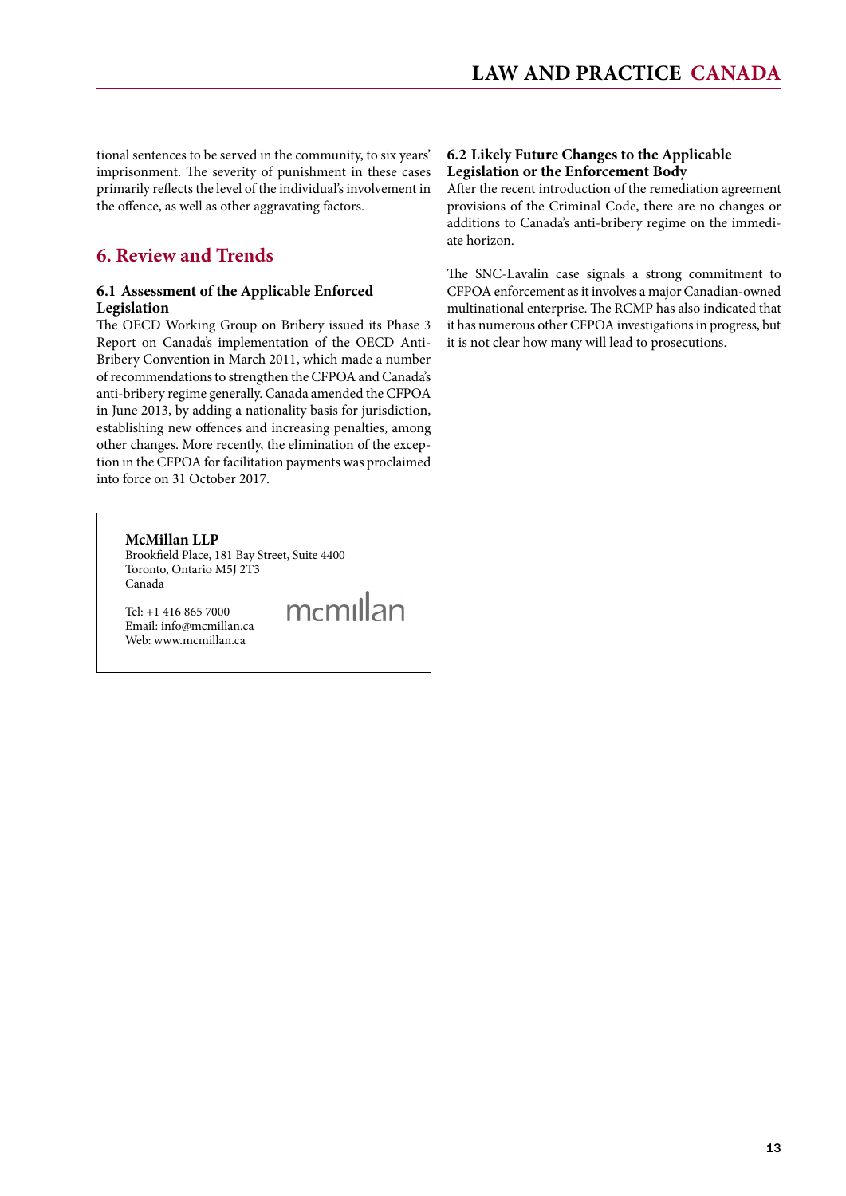tional sentences to be served in the community, to six years' imprisonment. The severity of punishment in these cases primarily reflects the level of the individual's involvement in the offence, as well as other aggravating factors.

## 6. Review and Trends

### 6.1 Assessment of the Applicable Enforced Legislation

The OECD Working Group on Bribery issued its Phase 3 Report on Canada's implementation of the OECD Anti-Bribery Convention in March 2011, which made a number of recommendations to strengthen the CFPOA and Canada's anti-bribery regime generally. Canada amended the CFPOA in June 2013, by adding a nationality basis for jurisdiction, establishing new offences and increasing penalties, among other changes. More recently, the elimination of the exception in the CFPOA for facilitation payments was proclaimed into force on 31 October 2017.

**McMillan LLP**
Brookfield Place, 181 Bay Street, Suite 4400
Toronto, Ontario M5J 2T3
Canada

Tel: +1 416 865 7000
Email: info@mcmillan.ca
Web: www.mcmillan.ca

mcmillan

### 6.2 Likely Future Changes to the Applicable Legislation or the Enforcement Body

After the recent introduction of the remediation agreement provisions of the Criminal Code, there are no changes or additions to Canada's anti-bribery regime on the immediate horizon.

The SNC-Lavalin case signals a strong commitment to CFPOA enforcement as it involves a major Canadian-owned multinational enterprise. The RCMP has also indicated that it has numerous other CFPOA investigations in progress, but it is not clear how many will lead to prosecutions.